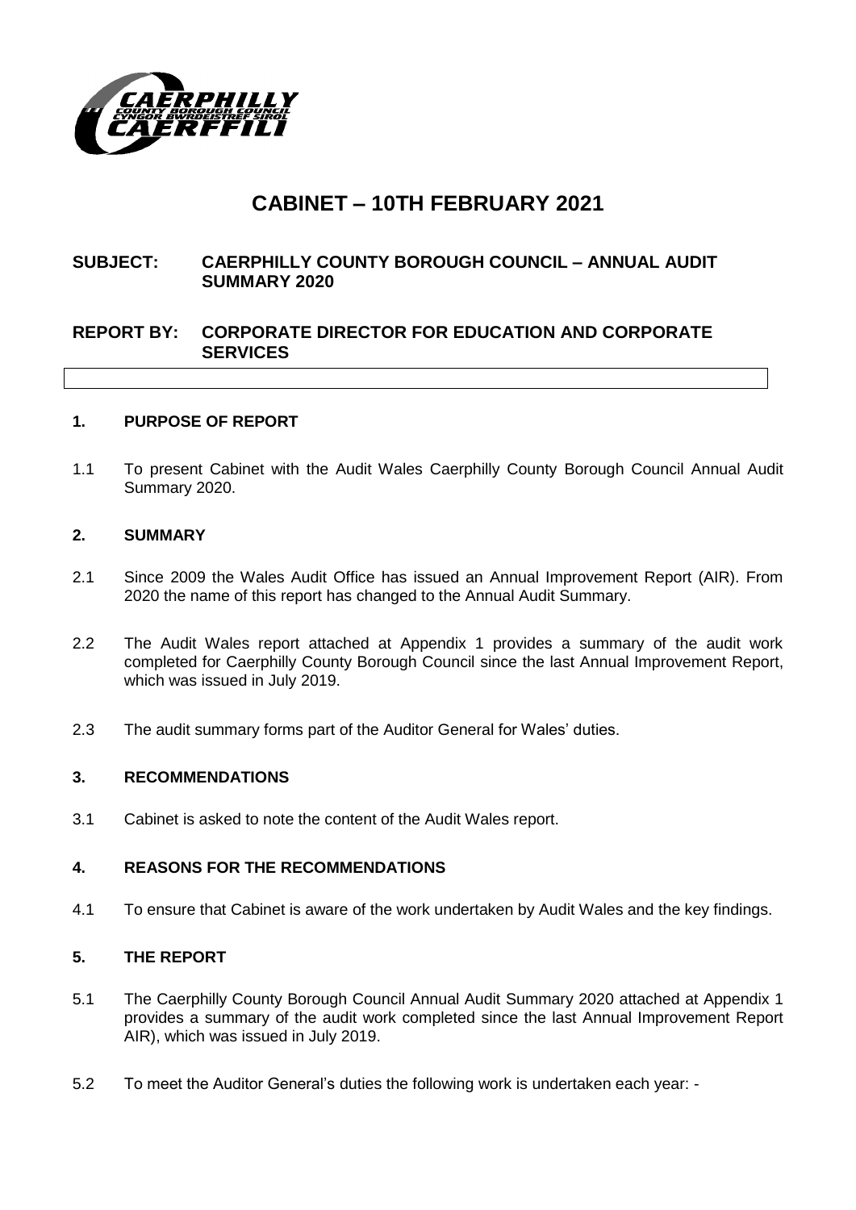# CABINET – 10TH FEBRUARY 2021

**SUBJECT: CAERPHILLY COUNTY BOROUGH COUNCIL – ANNUAL AUDIT SUMMARY 2020**

**REPORT BY: CORPORATE DIRECTOR FOR EDUCATION AND CORPORATE SERVICES**

## 1. PURPOSE OF REPORT

1.1 To present Cabinet with the Audit Wales Caerphilly County Borough Council Annual Audit Summary 2020.

## 2. SUMMARY

2.1 Since 2009 the Wales Audit Office has issued an Annual Improvement Report (AIR). From 2020 the name of this report has changed to the Annual Audit Summary.

2.2 The Audit Wales report attached at Appendix 1 provides a summary of the audit work completed for Caerphilly County Borough Council since the last Annual Improvement Report, which was issued in July 2019.

2.3 The audit summary forms part of the Auditor General for Wales' duties.

## 3. RECOMMENDATIONS

3.1 Cabinet is asked to note the content of the Audit Wales report.

## 4. REASONS FOR THE RECOMMENDATIONS

4.1 To ensure that Cabinet is aware of the work undertaken by Audit Wales and the key findings.

## 5. THE REPORT

5.1 The Caerphilly County Borough Council Annual Audit Summary 2020 attached at Appendix 1 provides a summary of the audit work completed since the last Annual Improvement Report AIR), which was issued in July 2019.

5.2 To meet the Auditor General's duties the following work is undertaken each year: -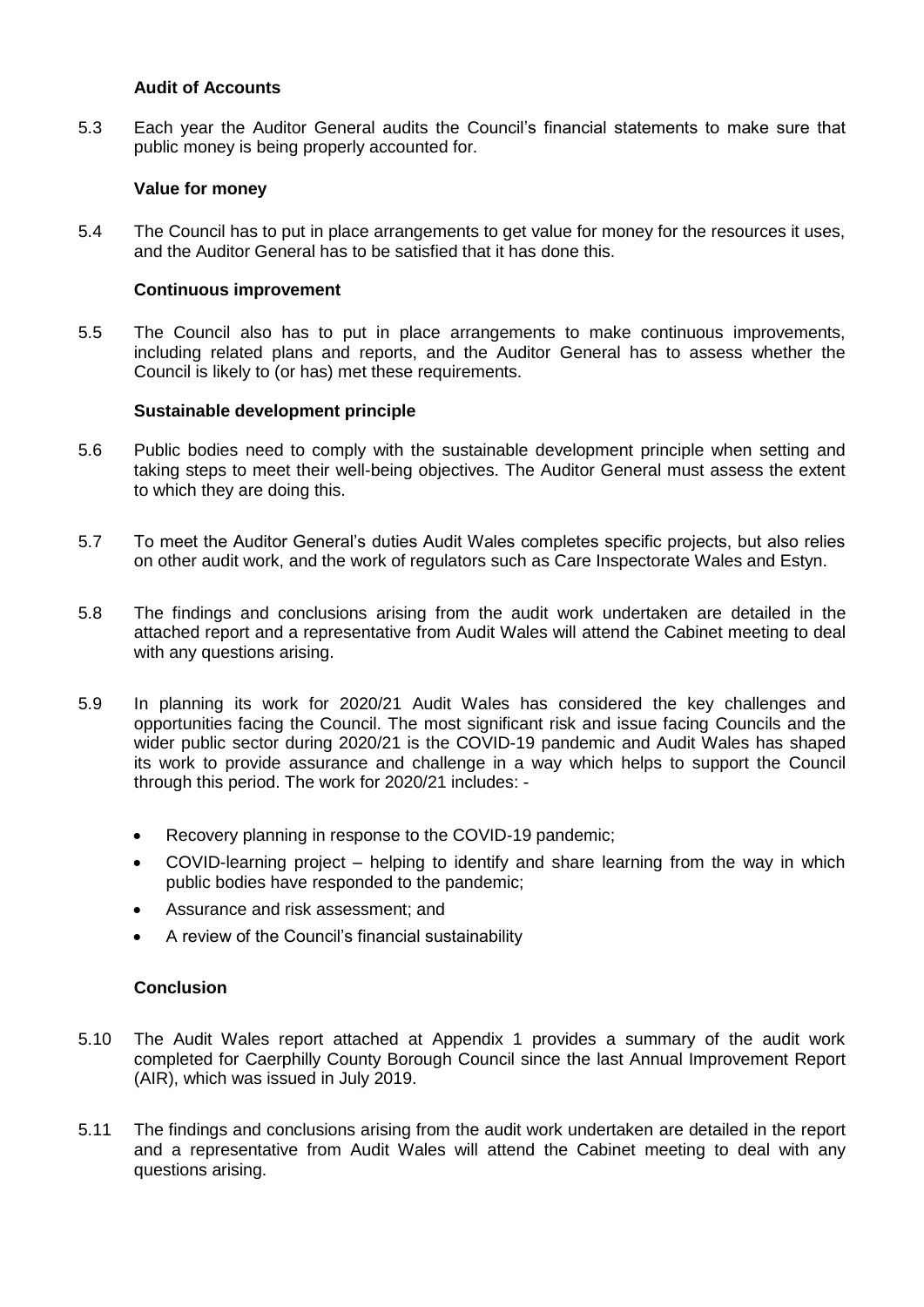### Audit of Accounts

5.3 Each year the Auditor General audits the Council's financial statements to make sure that public money is being properly accounted for.

### Value for money

5.4 The Council has to put in place arrangements to get value for money for the resources it uses, and the Auditor General has to be satisfied that it has done this.

### Continuous improvement

5.5 The Council also has to put in place arrangements to make continuous improvements, including related plans and reports, and the Auditor General has to assess whether the Council is likely to (or has) met these requirements.

### Sustainable development principle

5.6 Public bodies need to comply with the sustainable development principle when setting and taking steps to meet their well-being objectives. The Auditor General must assess the extent to which they are doing this.

5.7 To meet the Auditor General's duties Audit Wales completes specific projects, but also relies on other audit work, and the work of regulators such as Care Inspectorate Wales and Estyn.

5.8 The findings and conclusions arising from the audit work undertaken are detailed in the attached report and a representative from Audit Wales will attend the Cabinet meeting to deal with any questions arising.

5.9 In planning its work for 2020/21 Audit Wales has considered the key challenges and opportunities facing the Council. The most significant risk and issue facing Councils and the wider public sector during 2020/21 is the COVID-19 pandemic and Audit Wales has shaped its work to provide assurance and challenge in a way which helps to support the Council through this period. The work for 2020/21 includes: -

- Recovery planning in response to the COVID-19 pandemic;
- COVID-learning project – helping to identify and share learning from the way in which public bodies have responded to the pandemic;
- Assurance and risk assessment; and
- A review of the Council's financial sustainability

### Conclusion

5.10 The Audit Wales report attached at Appendix 1 provides a summary of the audit work completed for Caerphilly County Borough Council since the last Annual Improvement Report (AIR), which was issued in July 2019.

5.11 The findings and conclusions arising from the audit work undertaken are detailed in the report and a representative from Audit Wales will attend the Cabinet meeting to deal with any questions arising.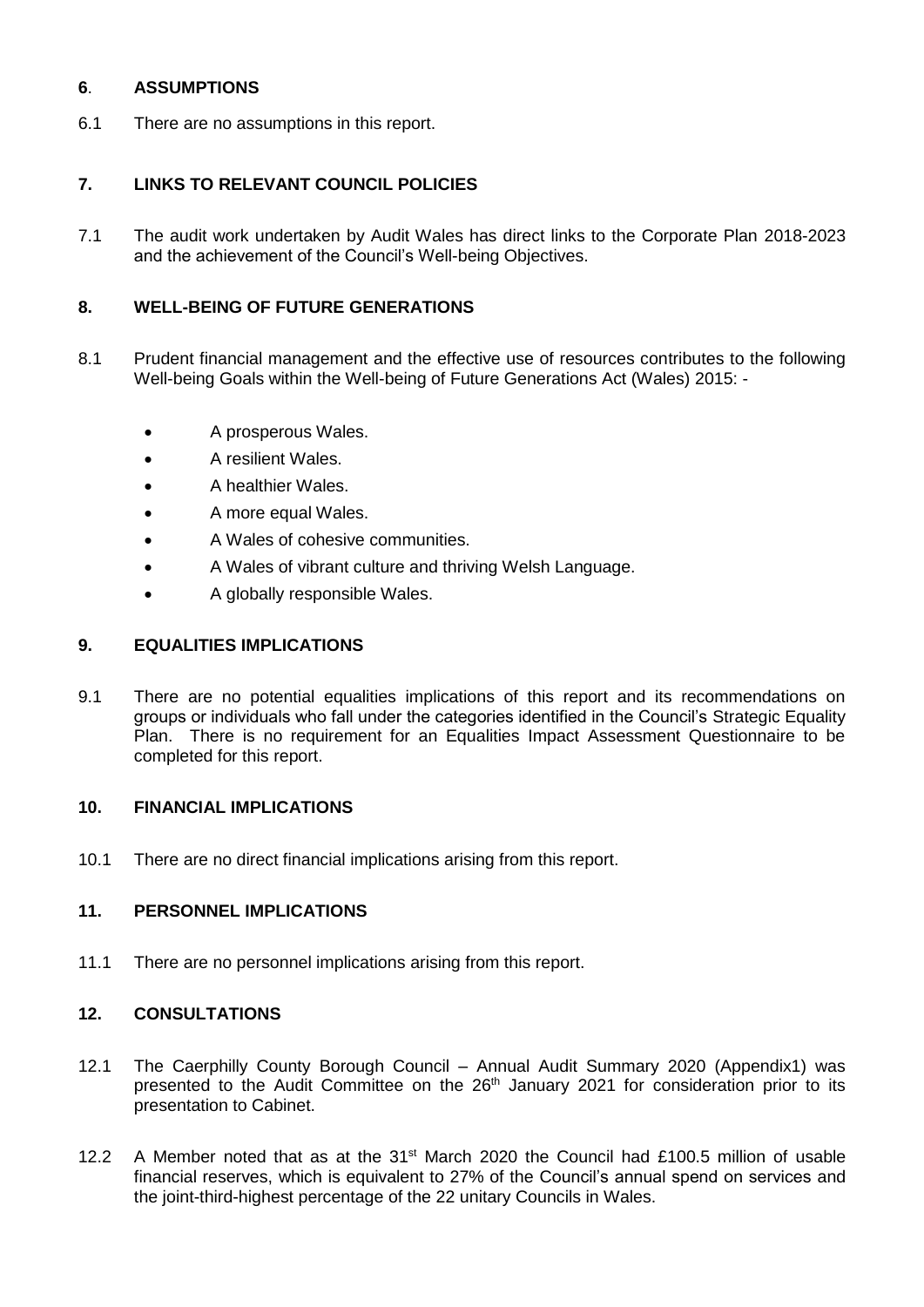## **6**. ASSUMPTIONS

6.1 There are no assumptions in this report.

## 7. LINKS TO RELEVANT COUNCIL POLICIES

7.1 The audit work undertaken by Audit Wales has direct links to the Corporate Plan 2018-2023 and the achievement of the Council's Well-being Objectives.

## 8. WELL-BEING OF FUTURE GENERATIONS

8.1 Prudent financial management and the effective use of resources contributes to the following Well-being Goals within the Well-being of Future Generations Act (Wales) 2015: -

- A prosperous Wales.
- A resilient Wales.
- A healthier Wales.
- A more equal Wales.
- A Wales of cohesive communities.
- A Wales of vibrant culture and thriving Welsh Language.
- A globally responsible Wales.

## 9. EQUALITIES IMPLICATIONS

9.1 There are no potential equalities implications of this report and its recommendations on groups or individuals who fall under the categories identified in the Council's Strategic Equality Plan. There is no requirement for an Equalities Impact Assessment Questionnaire to be completed for this report.

## 10. FINANCIAL IMPLICATIONS

10.1 There are no direct financial implications arising from this report.

## 11. PERSONNEL IMPLICATIONS

11.1 There are no personnel implications arising from this report.

## 12. CONSULTATIONS

12.1 The Caerphilly County Borough Council – Annual Audit Summary 2020 (Appendix1) was presented to the Audit Committee on the 26th January 2021 for consideration prior to its presentation to Cabinet.

12.2 A Member noted that as at the 31st March 2020 the Council had £100.5 million of usable financial reserves, which is equivalent to 27% of the Council's annual spend on services and the joint-third-highest percentage of the 22 unitary Councils in Wales.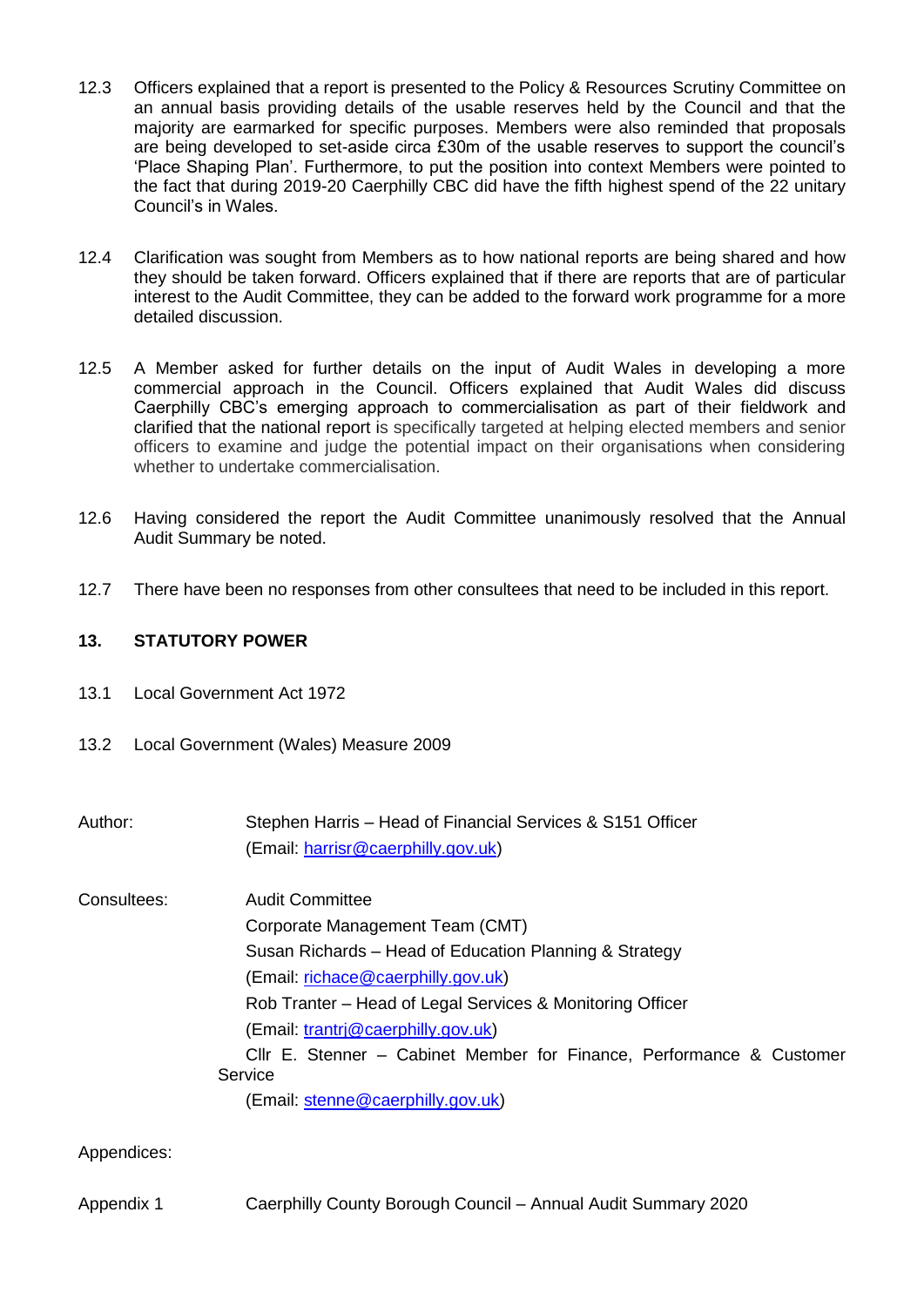12.3 Officers explained that a report is presented to the Policy & Resources Scrutiny Committee on an annual basis providing details of the usable reserves held by the Council and that the majority are earmarked for specific purposes. Members were also reminded that proposals are being developed to set-aside circa £30m of the usable reserves to support the council's 'Place Shaping Plan'. Furthermore, to put the position into context Members were pointed to the fact that during 2019-20 Caerphilly CBC did have the fifth highest spend of the 22 unitary Council's in Wales.

12.4 Clarification was sought from Members as to how national reports are being shared and how they should be taken forward. Officers explained that if there are reports that are of particular interest to the Audit Committee, they can be added to the forward work programme for a more detailed discussion.

12.5 A Member asked for further details on the input of Audit Wales in developing a more commercial approach in the Council. Officers explained that Audit Wales did discuss Caerphilly CBC's emerging approach to commercialisation as part of their fieldwork and clarified that the national report is specifically targeted at helping elected members and senior officers to examine and judge the potential impact on their organisations when considering whether to undertake commercialisation.

12.6 Having considered the report the Audit Committee unanimously resolved that the Annual Audit Summary be noted.

12.7 There have been no responses from other consultees that need to be included in this report.

## 13. STATUTORY POWER

13.1 Local Government Act 1972

13.2 Local Government (Wales) Measure 2009

Author: Stephen Harris – Head of Financial Services & S151 Officer
(Email: harrisr@caerphilly.gov.uk)

Consultees: Audit Committee
Corporate Management Team (CMT)
Susan Richards – Head of Education Planning & Strategy
(Email: richace@caerphilly.gov.uk)
Rob Tranter – Head of Legal Services & Monitoring Officer
(Email: trantrj@caerphilly.gov.uk)
Cllr E. Stenner – Cabinet Member for Finance, Performance & Customer Service
(Email: stenne@caerphilly.gov.uk)

Appendices:

Appendix 1 Caerphilly County Borough Council – Annual Audit Summary 2020